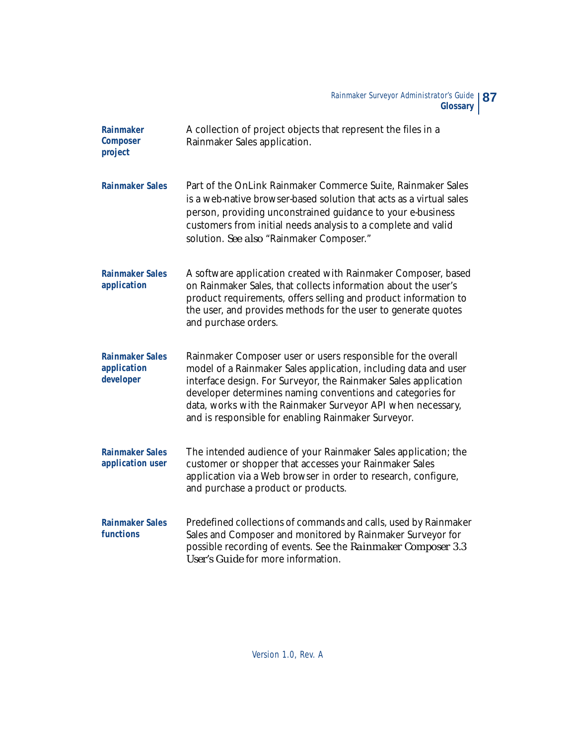**Rainmaker Composer project**
A collection of project objects that represent the files in a Rainmaker Sales application.

**Rainmaker Sales**
Part of the OnLink Rainmaker Commerce Suite, Rainmaker Sales is a web-native browser-based solution that acts as a virtual sales person, providing unconstrained guidance to your e-business customers from initial needs analysis to a complete and valid solution. *See also* "Rainmaker Composer."

**Rainmaker Sales application**
A software application created with Rainmaker Composer, based on Rainmaker Sales, that collects information about the user's product requirements, offers selling and product information to the user, and provides methods for the user to generate quotes and purchase orders.

**Rainmaker Sales application developer**
Rainmaker Composer user or users responsible for the overall model of a Rainmaker Sales application, including data and user interface design. For Surveyor, the Rainmaker Sales application developer determines naming conventions and categories for data, works with the Rainmaker Surveyor API when necessary, and is responsible for enabling Rainmaker Surveyor.

**Rainmaker Sales application user**
The intended audience of your Rainmaker Sales application; the customer or shopper that accesses your Rainmaker Sales application via a Web browser in order to research, configure, and purchase a product or products.

**Rainmaker Sales functions**
Predefined collections of commands and calls, used by Rainmaker Sales and Composer and monitored by Rainmaker Surveyor for possible recording of events. See the *Rainmaker Composer 3.3 User's Guide* for more information.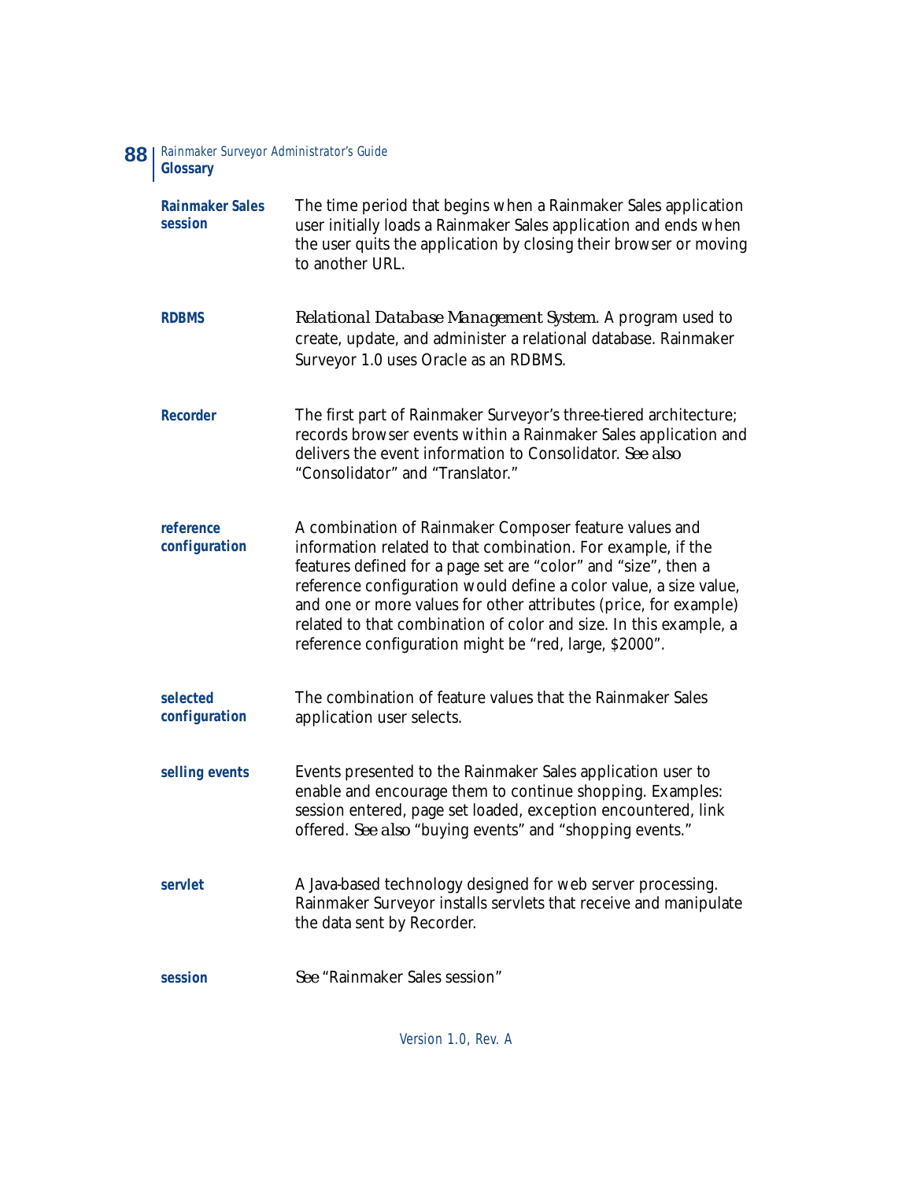**Rainmaker Sales session**
The time period that begins when a Rainmaker Sales application user initially loads a Rainmaker Sales application and ends when the user quits the application by closing their browser or moving to another URL.

**RDBMS**
*Relational Database Management System*. A program used to create, update, and administer a relational database. Rainmaker Surveyor 1.0 uses Oracle as an RDBMS.

**Recorder**
The first part of Rainmaker Surveyor's three-tiered architecture; records browser events within a Rainmaker Sales application and delivers the event information to Consolidator. *See also* "Consolidator" and "Translator."

**reference configuration**
A combination of Rainmaker Composer feature values and information related to that combination. For example, if the features defined for a page set are "color" and "size", then a reference configuration would define a color value, a size value, and one or more values for other attributes (price, for example) related to that combination of color and size. In this example, a reference configuration might be "red, large, $2000".

**selected configuration**
The combination of feature values that the Rainmaker Sales application user selects.

**selling events**
Events presented to the Rainmaker Sales application user to enable and encourage them to continue shopping. Examples: session entered, page set loaded, exception encountered, link offered. *See also* "buying events" and "shopping events."

**servlet**
A Java-based technology designed for web server processing. Rainmaker Surveyor installs servlets that receive and manipulate the data sent by Recorder.

**session**
*See* "Rainmaker Sales session"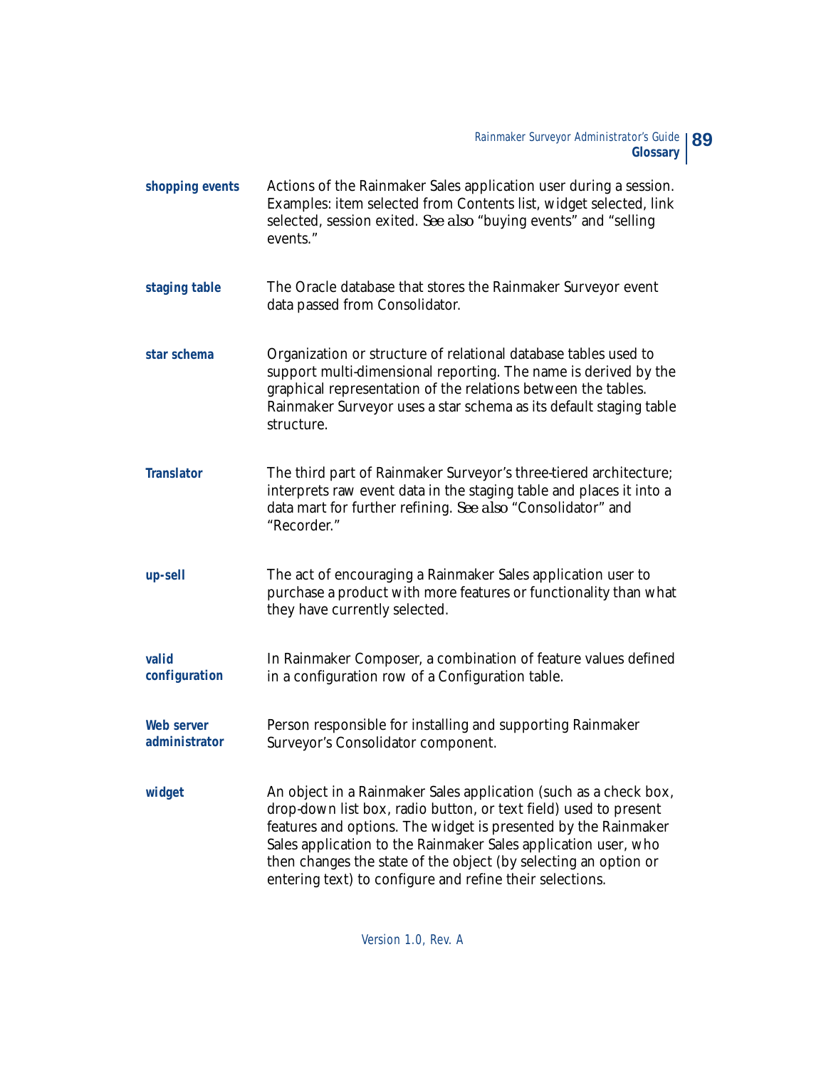**shopping events** Actions of the Rainmaker Sales application user during a session. Examples: item selected from Contents list, widget selected, link selected, session exited. *See also* "buying events" and "selling events."

**staging table** The Oracle database that stores the Rainmaker Surveyor event data passed from Consolidator.

**star schema** Organization or structure of relational database tables used to support multi-dimensional reporting. The name is derived by the graphical representation of the relations between the tables. Rainmaker Surveyor uses a star schema as its default staging table structure.

**Translator** The third part of Rainmaker Surveyor's three-tiered architecture; interprets raw event data in the staging table and places it into a data mart for further refining. *See also* "Consolidator" and "Recorder."

**up-sell** The act of encouraging a Rainmaker Sales application user to purchase a product with more features or functionality than what they have currently selected.

**valid configuration** In Rainmaker Composer, a combination of feature values defined in a configuration row of a Configuration table.

**Web server administrator** Person responsible for installing and supporting Rainmaker Surveyor's Consolidator component.

**widget** An object in a Rainmaker Sales application (such as a check box, drop-down list box, radio button, or text field) used to present features and options. The widget is presented by the Rainmaker Sales application to the Rainmaker Sales application user, who then changes the state of the object (by selecting an option or entering text) to configure and refine their selections.